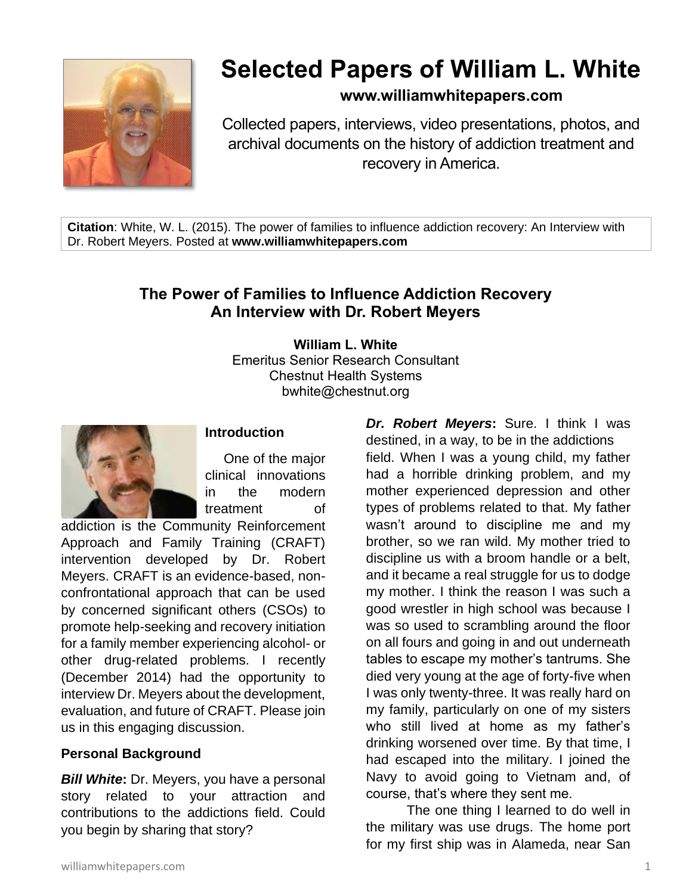# Selected Papers of William L. White

**www.williamwhitepapers.com**

Collected papers, interviews, video presentations, photos, and archival documents on the history of addiction treatment and recovery in America.

**Citation**: White, W. L. (2015). The power of families to influence addiction recovery: An Interview with Dr. Robert Meyers. Posted at **www.williamwhitepapers.com**

## The Power of Families to Influence Addiction Recovery
## An Interview with Dr. Robert Meyers

**William L. White**
Emeritus Senior Research Consultant
Chestnut Health Systems
bwhite@chestnut.org

### Introduction

One of the major clinical innovations in the modern treatment of addiction is the Community Reinforcement Approach and Family Training (CRAFT) intervention developed by Dr. Robert Meyers. CRAFT is an evidence-based, non-confrontational approach that can be used by concerned significant others (CSOs) to promote help-seeking and recovery initiation for a family member experiencing alcohol- or other drug-related problems. I recently (December 2014) had the opportunity to interview Dr. Meyers about the development, evaluation, and future of CRAFT. Please join us in this engaging discussion.

### Personal Background

***Bill White*:** Dr. Meyers, you have a personal story related to your attraction and contributions to the addictions field. Could you begin by sharing that story?

***Dr. Robert Meyers*:** Sure. I think I was destined, in a way, to be in the addictions field. When I was a young child, my father had a horrible drinking problem, and my mother experienced depression and other types of problems related to that. My father wasn't around to discipline me and my brother, so we ran wild. My mother tried to discipline us with a broom handle or a belt, and it became a real struggle for us to dodge my mother. I think the reason I was such a good wrestler in high school was because I was so used to scrambling around the floor on all fours and going in and out underneath tables to escape my mother's tantrums. She died very young at the age of forty-five when I was only twenty-three. It was really hard on my family, particularly on one of my sisters who still lived at home as my father's drinking worsened over time. By that time, I had escaped into the military. I joined the Navy to avoid going to Vietnam and, of course, that's where they sent me.

The one thing I learned to do well in the military was use drugs. The home port for my first ship was in Alameda, near San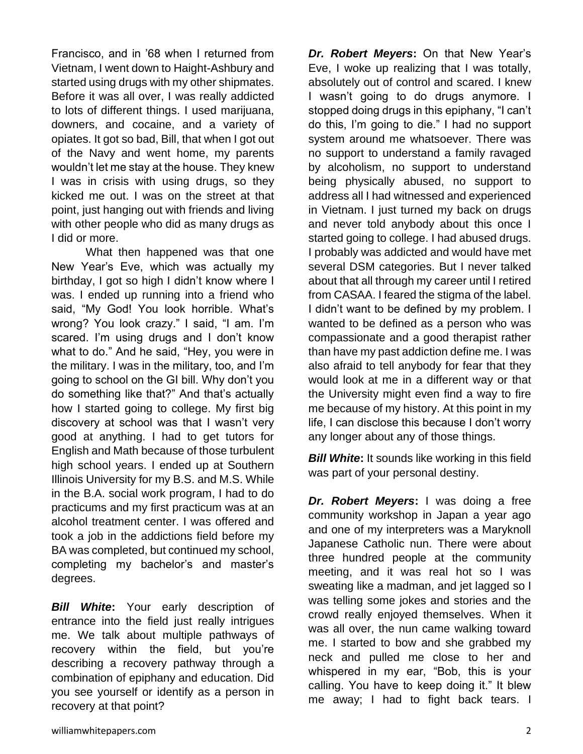Francisco, and in '68 when I returned from Vietnam, I went down to Haight-Ashbury and started using drugs with my other shipmates. Before it was all over, I was really addicted to lots of different things. I used marijuana, downers, and cocaine, and a variety of opiates. It got so bad, Bill, that when I got out of the Navy and went home, my parents wouldn't let me stay at the house. They knew I was in crisis with using drugs, so they kicked me out. I was on the street at that point, just hanging out with friends and living with other people who did as many drugs as I did or more.

What then happened was that one New Year's Eve, which was actually my birthday, I got so high I didn't know where I was. I ended up running into a friend who said, "My God! You look horrible. What's wrong? You look crazy." I said, "I am. I'm scared. I'm using drugs and I don't know what to do." And he said, "Hey, you were in the military. I was in the military, too, and I'm going to school on the GI bill. Why don't you do something like that?" And that's actually how I started going to college. My first big discovery at school was that I wasn't very good at anything. I had to get tutors for English and Math because of those turbulent high school years. I ended up at Southern Illinois University for my B.S. and M.S. While in the B.A. social work program, I had to do practicums and my first practicum was at an alcohol treatment center. I was offered and took a job in the addictions field before my BA was completed, but continued my school, completing my bachelor's and master's degrees.

***Bill White*:** Your early description of entrance into the field just really intrigues me. We talk about multiple pathways of recovery within the field, but you're describing a recovery pathway through a combination of epiphany and education. Did you see yourself or identify as a person in recovery at that point?

***Dr. Robert Meyers*:** On that New Year's Eve, I woke up realizing that I was totally, absolutely out of control and scared. I knew I wasn't going to do drugs anymore. I stopped doing drugs in this epiphany, "I can't do this, I'm going to die." I had no support system around me whatsoever. There was no support to understand a family ravaged by alcoholism, no support to understand being physically abused, no support to address all I had witnessed and experienced in Vietnam. I just turned my back on drugs and never told anybody about this once I started going to college. I had abused drugs. I probably was addicted and would have met several DSM categories. But I never talked about that all through my career until I retired from CASAA. I feared the stigma of the label. I didn't want to be defined by my problem. I wanted to be defined as a person who was compassionate and a good therapist rather than have my past addiction define me. I was also afraid to tell anybody for fear that they would look at me in a different way or that the University might even find a way to fire me because of my history. At this point in my life, I can disclose this because I don't worry any longer about any of those things.

***Bill White*:** It sounds like working in this field was part of your personal destiny.

***Dr. Robert Meyers*:** I was doing a free community workshop in Japan a year ago and one of my interpreters was a Maryknoll Japanese Catholic nun. There were about three hundred people at the community meeting, and it was real hot so I was sweating like a madman, and jet lagged so I was telling some jokes and stories and the crowd really enjoyed themselves. When it was all over, the nun came walking toward me. I started to bow and she grabbed my neck and pulled me close to her and whispered in my ear, "Bob, this is your calling. You have to keep doing it." It blew me away; I had to fight back tears. I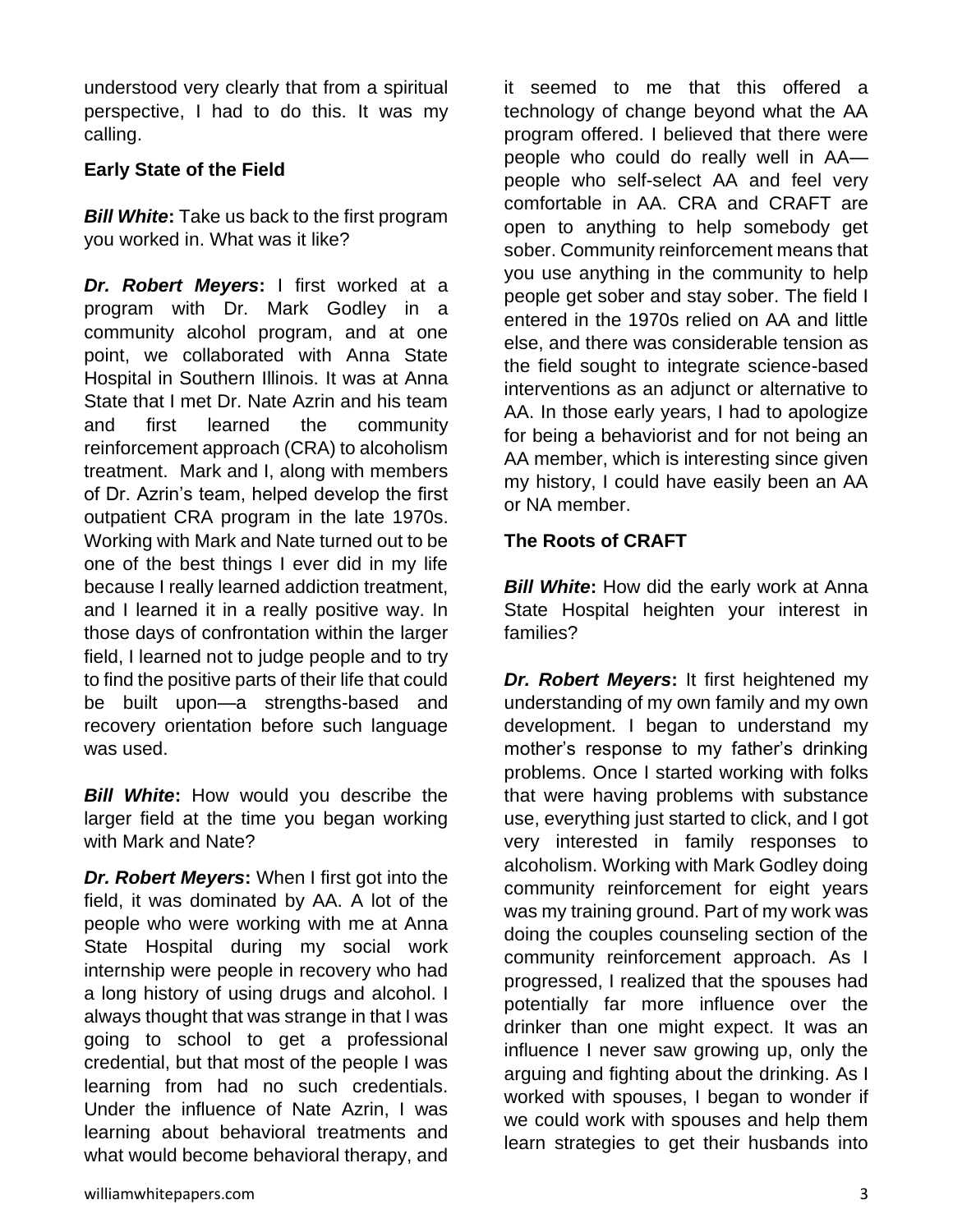understood very clearly that from a spiritual perspective, I had to do this. It was my calling.

### Early State of the Field

***Bill White*****:** Take us back to the first program you worked in. What was it like?

***Dr. Robert Meyers*****:** I first worked at a program with Dr. Mark Godley in a community alcohol program, and at one point, we collaborated with Anna State Hospital in Southern Illinois. It was at Anna State that I met Dr. Nate Azrin and his team and first learned the community reinforcement approach (CRA) to alcoholism treatment. Mark and I, along with members of Dr. Azrin's team, helped develop the first outpatient CRA program in the late 1970s. Working with Mark and Nate turned out to be one of the best things I ever did in my life because I really learned addiction treatment, and I learned it in a really positive way. In those days of confrontation within the larger field, I learned not to judge people and to try to find the positive parts of their life that could be built upon—a strengths-based and recovery orientation before such language was used.

***Bill White*****:** How would you describe the larger field at the time you began working with Mark and Nate?

***Dr. Robert Meyers*****:** When I first got into the field, it was dominated by AA. A lot of the people who were working with me at Anna State Hospital during my social work internship were people in recovery who had a long history of using drugs and alcohol. I always thought that was strange in that I was going to school to get a professional credential, but that most of the people I was learning from had no such credentials. Under the influence of Nate Azrin, I was learning about behavioral treatments and what would become behavioral therapy, and it seemed to me that this offered a technology of change beyond what the AA program offered. I believed that there were people who could do really well in AA—people who self-select AA and feel very comfortable in AA. CRA and CRAFT are open to anything to help somebody get sober. Community reinforcement means that you use anything in the community to help people get sober and stay sober. The field I entered in the 1970s relied on AA and little else, and there was considerable tension as the field sought to integrate science-based interventions as an adjunct or alternative to AA. In those early years, I had to apologize for being a behaviorist and for not being an AA member, which is interesting since given my history, I could have easily been an AA or NA member.

### The Roots of CRAFT

***Bill White*****:** How did the early work at Anna State Hospital heighten your interest in families?

***Dr. Robert Meyers*****:** It first heightened my understanding of my own family and my own development. I began to understand my mother's response to my father's drinking problems. Once I started working with folks that were having problems with substance use, everything just started to click, and I got very interested in family responses to alcoholism. Working with Mark Godley doing community reinforcement for eight years was my training ground. Part of my work was doing the couples counseling section of the community reinforcement approach. As I progressed, I realized that the spouses had potentially far more influence over the drinker than one might expect. It was an influence I never saw growing up, only the arguing and fighting about the drinking. As I worked with spouses, I began to wonder if we could work with spouses and help them learn strategies to get their husbands into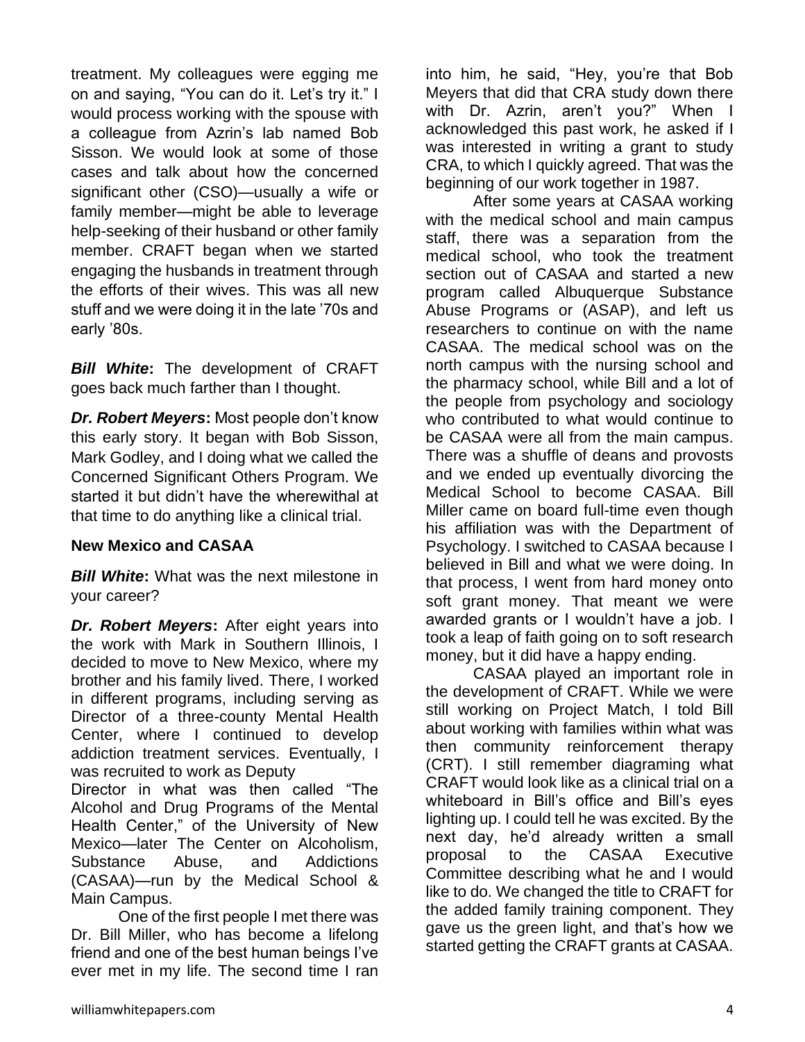treatment. My colleagues were egging me on and saying, "You can do it. Let's try it." I would process working with the spouse with a colleague from Azrin's lab named Bob Sisson. We would look at some of those cases and talk about how the concerned significant other (CSO)—usually a wife or family member—might be able to leverage help-seeking of their husband or other family member. CRAFT began when we started engaging the husbands in treatment through the efforts of their wives. This was all new stuff and we were doing it in the late '70s and early '80s.

***Bill White*:** The development of CRAFT goes back much farther than I thought.

***Dr. Robert Meyers*:** Most people don't know this early story. It began with Bob Sisson, Mark Godley, and I doing what we called the Concerned Significant Others Program. We started it but didn't have the wherewithal at that time to do anything like a clinical trial.

**New Mexico and CASAA**

***Bill White*:** What was the next milestone in your career?

***Dr. Robert Meyers*:** After eight years into the work with Mark in Southern Illinois, I decided to move to New Mexico, where my brother and his family lived. There, I worked in different programs, including serving as Director of a three-county Mental Health Center, where I continued to develop addiction treatment services. Eventually, I was recruited to work as Deputy Director in what was then called "The Alcohol and Drug Programs of the Mental Health Center," of the University of New Mexico—later The Center on Alcoholism, Substance Abuse, and Addictions (CASAA)—run by the Medical School & Main Campus.

One of the first people I met there was Dr. Bill Miller, who has become a lifelong friend and one of the best human beings I've ever met in my life. The second time I ran into him, he said, "Hey, you're that Bob Meyers that did that CRA study down there with Dr. Azrin, aren't you?" When I acknowledged this past work, he asked if I was interested in writing a grant to study CRA, to which I quickly agreed. That was the beginning of our work together in 1987.

After some years at CASAA working with the medical school and main campus staff, there was a separation from the medical school, who took the treatment section out of CASAA and started a new program called Albuquerque Substance Abuse Programs or (ASAP), and left us researchers to continue on with the name CASAA. The medical school was on the north campus with the nursing school and the pharmacy school, while Bill and a lot of the people from psychology and sociology who contributed to what would continue to be CASAA were all from the main campus. There was a shuffle of deans and provosts and we ended up eventually divorcing the Medical School to become CASAA. Bill Miller came on board full-time even though his affiliation was with the Department of Psychology. I switched to CASAA because I believed in Bill and what we were doing. In that process, I went from hard money onto soft grant money. That meant we were awarded grants or I wouldn't have a job. I took a leap of faith going on to soft research money, but it did have a happy ending.

CASAA played an important role in the development of CRAFT. While we were still working on Project Match, I told Bill about working with families within what was then community reinforcement therapy (CRT). I still remember diagraming what CRAFT would look like as a clinical trial on a whiteboard in Bill's office and Bill's eyes lighting up. I could tell he was excited. By the next day, he'd already written a small proposal to the CASAA Executive Committee describing what he and I would like to do. We changed the title to CRAFT for the added family training component. They gave us the green light, and that's how we started getting the CRAFT grants at CASAA.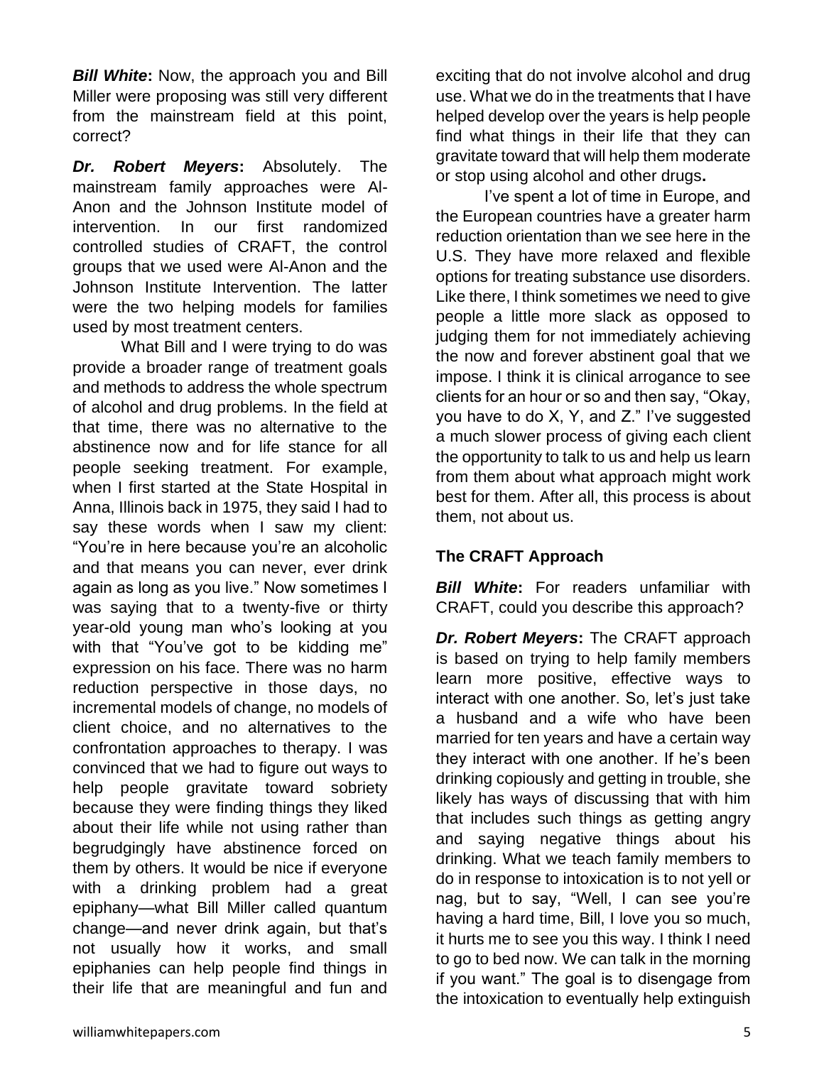***Bill White*:** Now, the approach you and Bill Miller were proposing was still very different from the mainstream field at this point, correct?

***Dr. Robert Meyers*:** Absolutely. The mainstream family approaches were Al-Anon and the Johnson Institute model of intervention. In our first randomized controlled studies of CRAFT, the control groups that we used were Al-Anon and the Johnson Institute Intervention. The latter were the two helping models for families used by most treatment centers.

What Bill and I were trying to do was provide a broader range of treatment goals and methods to address the whole spectrum of alcohol and drug problems. In the field at that time, there was no alternative to the abstinence now and for life stance for all people seeking treatment. For example, when I first started at the State Hospital in Anna, Illinois back in 1975, they said I had to say these words when I saw my client: "You're in here because you're an alcoholic and that means you can never, ever drink again as long as you live." Now sometimes I was saying that to a twenty-five or thirty year-old young man who's looking at you with that "You've got to be kidding me" expression on his face. There was no harm reduction perspective in those days, no incremental models of change, no models of client choice, and no alternatives to the confrontation approaches to therapy. I was convinced that we had to figure out ways to help people gravitate toward sobriety because they were finding things they liked about their life while not using rather than begrudgingly have abstinence forced on them by others. It would be nice if everyone with a drinking problem had a great epiphany—what Bill Miller called quantum change—and never drink again, but that's not usually how it works, and small epiphanies can help people find things in their life that are meaningful and fun and exciting that do not involve alcohol and drug use. What we do in the treatments that I have helped develop over the years is help people find what things in their life that they can gravitate toward that will help them moderate or stop using alcohol and other drugs**.**

I've spent a lot of time in Europe, and the European countries have a greater harm reduction orientation than we see here in the U.S. They have more relaxed and flexible options for treating substance use disorders. Like there, I think sometimes we need to give people a little more slack as opposed to judging them for not immediately achieving the now and forever abstinent goal that we impose. I think it is clinical arrogance to see clients for an hour or so and then say, "Okay, you have to do X, Y, and Z." I've suggested a much slower process of giving each client the opportunity to talk to us and help us learn from them about what approach might work best for them. After all, this process is about them, not about us.

### The CRAFT Approach

***Bill White*:** For readers unfamiliar with CRAFT, could you describe this approach?

***Dr. Robert Meyers*:** The CRAFT approach is based on trying to help family members learn more positive, effective ways to interact with one another. So, let's just take a husband and a wife who have been married for ten years and have a certain way they interact with one another. If he's been drinking copiously and getting in trouble, she likely has ways of discussing that with him that includes such things as getting angry and saying negative things about his drinking. What we teach family members to do in response to intoxication is to not yell or nag, but to say, "Well, I can see you're having a hard time, Bill, I love you so much, it hurts me to see you this way. I think I need to go to bed now. We can talk in the morning if you want." The goal is to disengage from the intoxication to eventually help extinguish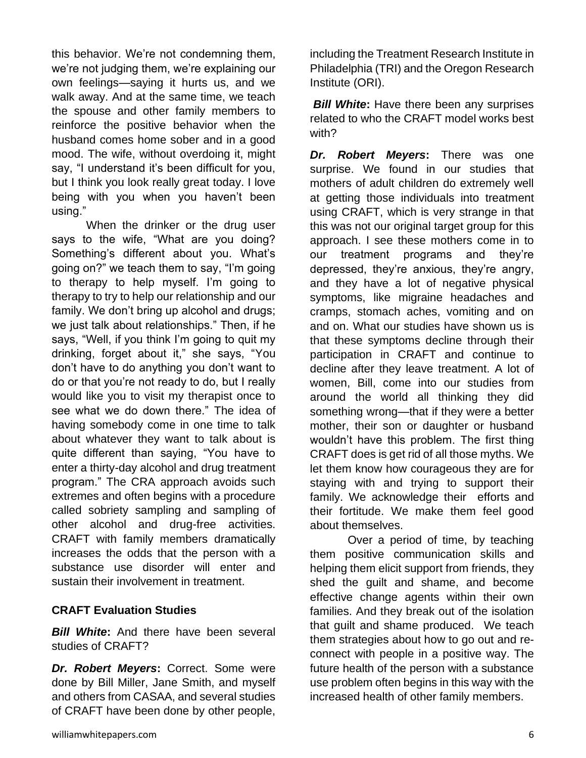this behavior. We're not condemning them, we're not judging them, we're explaining our own feelings—saying it hurts us, and we walk away. And at the same time, we teach the spouse and other family members to reinforce the positive behavior when the husband comes home sober and in a good mood. The wife, without overdoing it, might say, "I understand it's been difficult for you, but I think you look really great today. I love being with you when you haven't been using."

When the drinker or the drug user says to the wife, "What are you doing? Something's different about you. What's going on?" we teach them to say, "I'm going to therapy to help myself. I'm going to therapy to try to help our relationship and our family. We don't bring up alcohol and drugs; we just talk about relationships." Then, if he says, "Well, if you think I'm going to quit my drinking, forget about it," she says, "You don't have to do anything you don't want to do or that you're not ready to do, but I really would like you to visit my therapist once to see what we do down there." The idea of having somebody come in one time to talk about whatever they want to talk about is quite different than saying, "You have to enter a thirty-day alcohol and drug treatment program." The CRA approach avoids such extremes and often begins with a procedure called sobriety sampling and sampling of other alcohol and drug-free activities. CRAFT with family members dramatically increases the odds that the person with a substance use disorder will enter and sustain their involvement in treatment.

## CRAFT Evaluation Studies

***Bill White*:** And there have been several studies of CRAFT?

***Dr. Robert Meyers*:** Correct. Some were done by Bill Miller, Jane Smith, and myself and others from CASAA, and several studies of CRAFT have been done by other people, including the Treatment Research Institute in Philadelphia (TRI) and the Oregon Research Institute (ORI).

***Bill White*:** Have there been any surprises related to who the CRAFT model works best with?

***Dr. Robert Meyers*:** There was one surprise. We found in our studies that mothers of adult children do extremely well at getting those individuals into treatment using CRAFT, which is very strange in that this was not our original target group for this approach. I see these mothers come in to our treatment programs and they're depressed, they're anxious, they're angry, and they have a lot of negative physical symptoms, like migraine headaches and cramps, stomach aches, vomiting and on and on. What our studies have shown us is that these symptoms decline through their participation in CRAFT and continue to decline after they leave treatment. A lot of women, Bill, come into our studies from around the world all thinking they did something wrong—that if they were a better mother, their son or daughter or husband wouldn't have this problem. The first thing CRAFT does is get rid of all those myths. We let them know how courageous they are for staying with and trying to support their family. We acknowledge their efforts and their fortitude. We make them feel good about themselves.

Over a period of time, by teaching them positive communication skills and helping them elicit support from friends, they shed the guilt and shame, and become effective change agents within their own families. And they break out of the isolation that guilt and shame produced. We teach them strategies about how to go out and re-connect with people in a positive way. The future health of the person with a substance use problem often begins in this way with the increased health of other family members.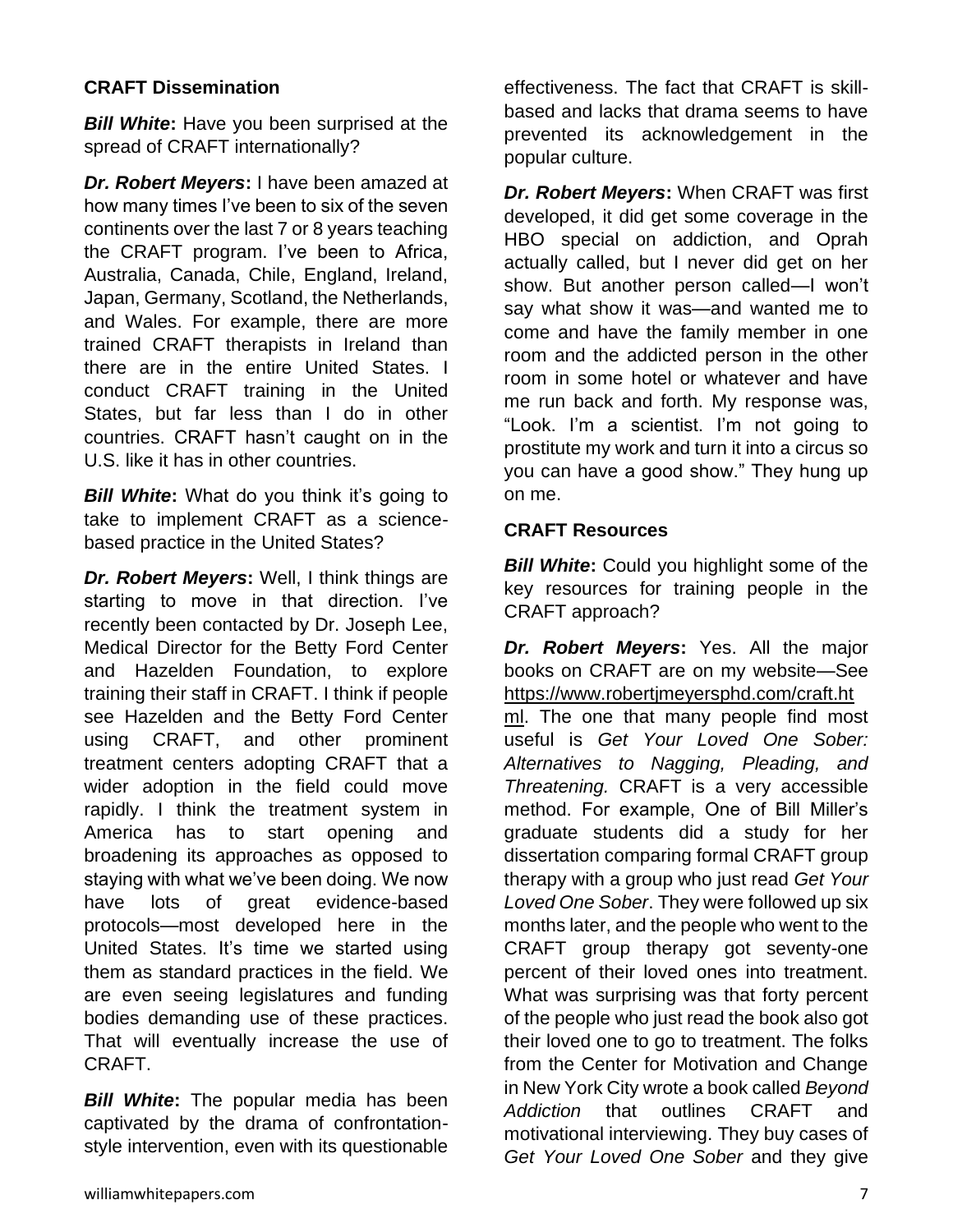## CRAFT Dissemination

***Bill White*:** Have you been surprised at the spread of CRAFT internationally?

***Dr. Robert Meyers*:** I have been amazed at how many times I've been to six of the seven continents over the last 7 or 8 years teaching the CRAFT program. I've been to Africa, Australia, Canada, Chile, England, Ireland, Japan, Germany, Scotland, the Netherlands, and Wales. For example, there are more trained CRAFT therapists in Ireland than there are in the entire United States. I conduct CRAFT training in the United States, but far less than I do in other countries. CRAFT hasn't caught on in the U.S. like it has in other countries.

***Bill White*:** What do you think it's going to take to implement CRAFT as a science-based practice in the United States?

***Dr. Robert Meyers*:** Well, I think things are starting to move in that direction. I've recently been contacted by Dr. Joseph Lee, Medical Director for the Betty Ford Center and Hazelden Foundation, to explore training their staff in CRAFT. I think if people see Hazelden and the Betty Ford Center using CRAFT, and other prominent treatment centers adopting CRAFT that a wider adoption in the field could move rapidly. I think the treatment system in America has to start opening and broadening its approaches as opposed to staying with what we've been doing. We now have lots of great evidence-based protocols—most developed here in the United States. It's time we started using them as standard practices in the field. We are even seeing legislatures and funding bodies demanding use of these practices. That will eventually increase the use of CRAFT.

***Bill White*:** The popular media has been captivated by the drama of confrontation-style intervention, even with its questionable effectiveness. The fact that CRAFT is skill-based and lacks that drama seems to have prevented its acknowledgement in the popular culture.

***Dr. Robert Meyers*:** When CRAFT was first developed, it did get some coverage in the HBO special on addiction, and Oprah actually called, but I never did get on her show. But another person called—I won't say what show it was—and wanted me to come and have the family member in one room and the addicted person in the other room in some hotel or whatever and have me run back and forth. My response was, "Look. I'm a scientist. I'm not going to prostitute my work and turn it into a circus so you can have a good show." They hung up on me.

## CRAFT Resources

***Bill White*:** Could you highlight some of the key resources for training people in the CRAFT approach?

***Dr. Robert Meyers*:** Yes. All the major books on CRAFT are on my website—See https://www.robertjmeyersphd.com/craft.html. The one that many people find most useful is *Get Your Loved One Sober: Alternatives to Nagging, Pleading, and Threatening.* CRAFT is a very accessible method. For example, One of Bill Miller's graduate students did a study for her dissertation comparing formal CRAFT group therapy with a group who just read *Get Your Loved One Sober*. They were followed up six months later, and the people who went to the CRAFT group therapy got seventy-one percent of their loved ones into treatment. What was surprising was that forty percent of the people who just read the book also got their loved one to go to treatment. The folks from the Center for Motivation and Change in New York City wrote a book called *Beyond Addiction* that outlines CRAFT and motivational interviewing. They buy cases of *Get Your Loved One Sober* and they give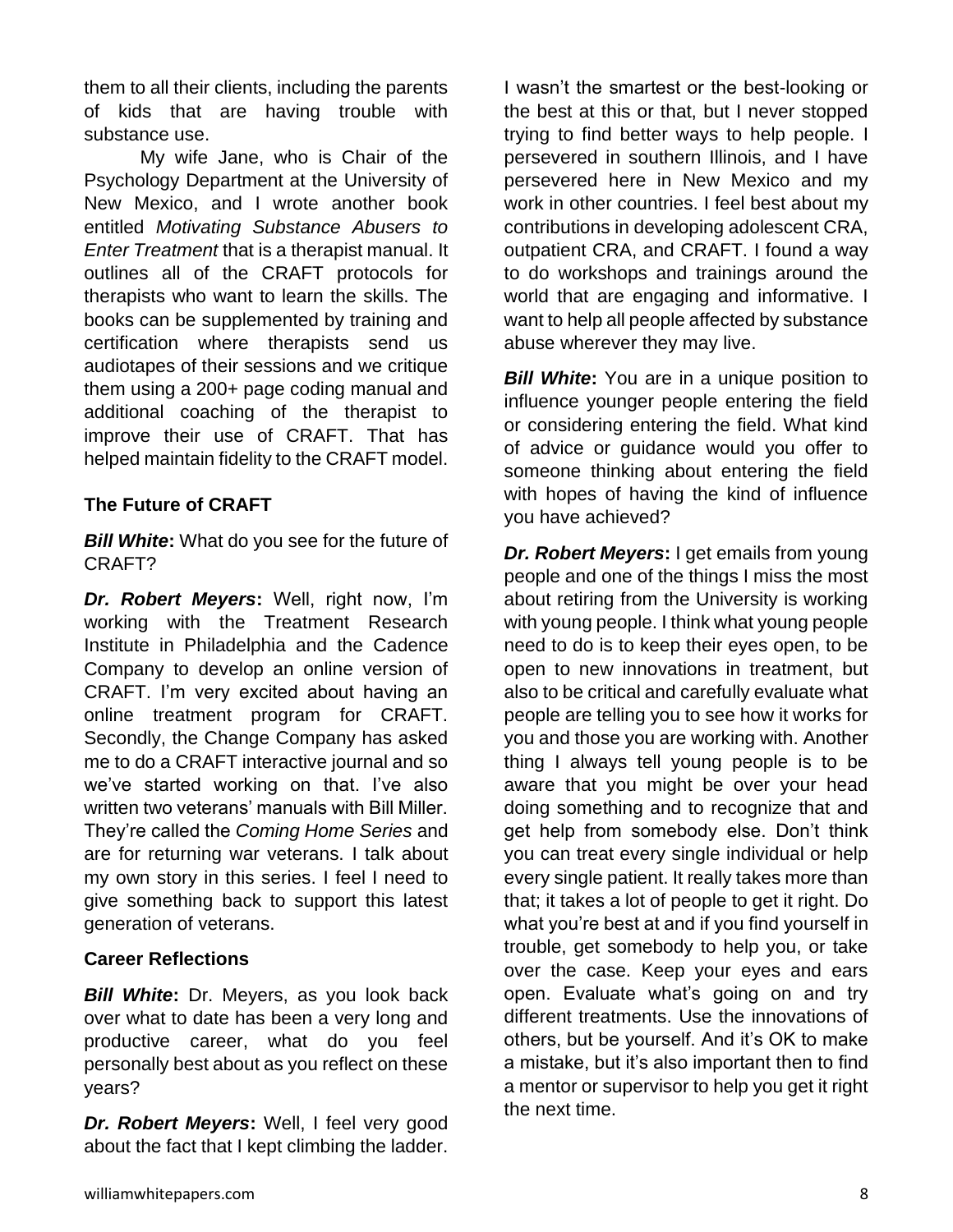them to all their clients, including the parents of kids that are having trouble with substance use.

My wife Jane, who is Chair of the Psychology Department at the University of New Mexico, and I wrote another book entitled *Motivating Substance Abusers to Enter Treatment* that is a therapist manual. It outlines all of the CRAFT protocols for therapists who want to learn the skills. The books can be supplemented by training and certification where therapists send us audiotapes of their sessions and we critique them using a 200+ page coding manual and additional coaching of the therapist to improve their use of CRAFT. That has helped maintain fidelity to the CRAFT model.

**The Future of CRAFT**

***Bill White*:** What do you see for the future of CRAFT?

***Dr. Robert Meyers*:** Well, right now, I'm working with the Treatment Research Institute in Philadelphia and the Cadence Company to develop an online version of CRAFT. I'm very excited about having an online treatment program for CRAFT. Secondly, the Change Company has asked me to do a CRAFT interactive journal and so we've started working on that. I've also written two veterans' manuals with Bill Miller. They're called the *Coming Home Series* and are for returning war veterans. I talk about my own story in this series. I feel I need to give something back to support this latest generation of veterans.

**Career Reflections**

***Bill White*:** Dr. Meyers, as you look back over what to date has been a very long and productive career, what do you feel personally best about as you reflect on these years?

***Dr. Robert Meyers*:** Well, I feel very good about the fact that I kept climbing the ladder. I wasn't the smartest or the best-looking or the best at this or that, but I never stopped trying to find better ways to help people. I persevered in southern Illinois, and I have persevered here in New Mexico and my work in other countries. I feel best about my contributions in developing adolescent CRA, outpatient CRA, and CRAFT. I found a way to do workshops and trainings around the world that are engaging and informative. I want to help all people affected by substance abuse wherever they may live.

***Bill White*:** You are in a unique position to influence younger people entering the field or considering entering the field. What kind of advice or guidance would you offer to someone thinking about entering the field with hopes of having the kind of influence you have achieved?

***Dr. Robert Meyers*:** I get emails from young people and one of the things I miss the most about retiring from the University is working with young people. I think what young people need to do is to keep their eyes open, to be open to new innovations in treatment, but also to be critical and carefully evaluate what people are telling you to see how it works for you and those you are working with. Another thing I always tell young people is to be aware that you might be over your head doing something and to recognize that and get help from somebody else. Don't think you can treat every single individual or help every single patient. It really takes more than that; it takes a lot of people to get it right. Do what you're best at and if you find yourself in trouble, get somebody to help you, or take over the case. Keep your eyes and ears open. Evaluate what's going on and try different treatments. Use the innovations of others, but be yourself. And it's OK to make a mistake, but it's also important then to find a mentor or supervisor to help you get it right the next time.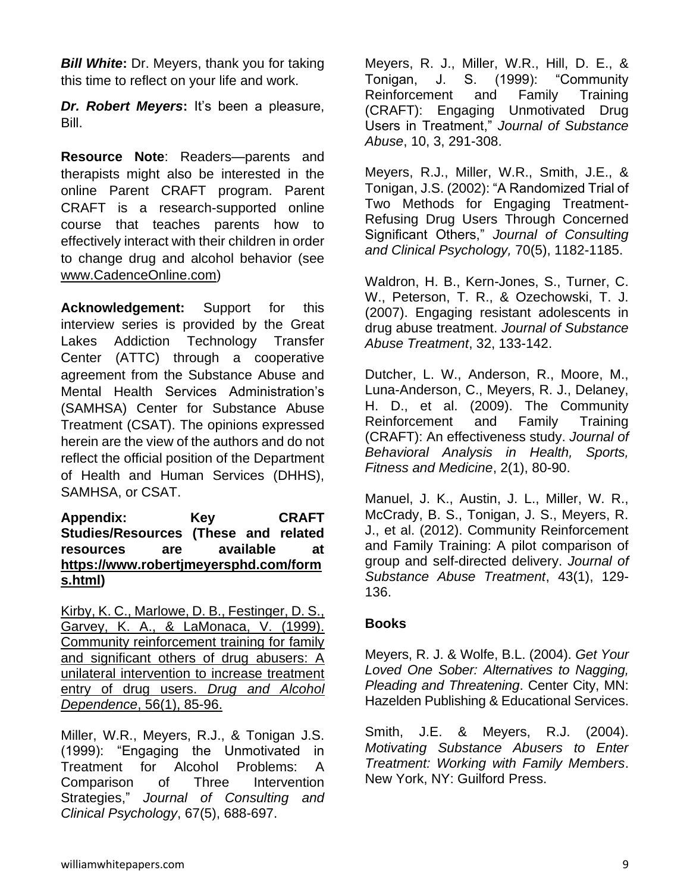***Bill White*****:** Dr. Meyers, thank you for taking this time to reflect on your life and work.

***Dr. Robert Meyers*****:** It's been a pleasure, Bill.

**Resource Note**: Readers—parents and therapists might also be interested in the online Parent CRAFT program. Parent CRAFT is a research-supported online course that teaches parents how to effectively interact with their children in order to change drug and alcohol behavior (see www.CadenceOnline.com)

**Acknowledgement:** Support for this interview series is provided by the Great Lakes Addiction Technology Transfer Center (ATTC) through a cooperative agreement from the Substance Abuse and Mental Health Services Administration's (SAMHSA) Center for Substance Abuse Treatment (CSAT). The opinions expressed herein are the view of the authors and do not reflect the official position of the Department of Health and Human Services (DHHS), SAMHSA, or CSAT.

**Appendix: Key CRAFT Studies/Resources (These and related resources are available at https://www.robertjmeyersphd.com/forms.html)**

Kirby, K. C., Marlowe, D. B., Festinger, D. S., Garvey, K. A., & LaMonaca, V. (1999). Community reinforcement training for family and significant others of drug abusers: A unilateral intervention to increase treatment entry of drug users. *Drug and Alcohol Dependence*, 56(1), 85-96.

Miller, W.R., Meyers, R.J., & Tonigan J.S. (1999): "Engaging the Unmotivated in Treatment for Alcohol Problems: A Comparison of Three Intervention Strategies," *Journal of Consulting and Clinical Psychology*, 67(5), 688-697.

Meyers, R. J., Miller, W.R., Hill, D. E., & Tonigan, J. S. (1999): "Community Reinforcement and Family Training (CRAFT): Engaging Unmotivated Drug Users in Treatment," *Journal of Substance Abuse*, 10, 3, 291-308.

Meyers, R.J., Miller, W.R., Smith, J.E., & Tonigan, J.S. (2002): "A Randomized Trial of Two Methods for Engaging Treatment-Refusing Drug Users Through Concerned Significant Others," *Journal of Consulting and Clinical Psychology,* 70(5), 1182-1185.

Waldron, H. B., Kern-Jones, S., Turner, C. W., Peterson, T. R., & Ozechowski, T. J. (2007). Engaging resistant adolescents in drug abuse treatment. *Journal of Substance Abuse Treatment*, 32, 133-142.

Dutcher, L. W., Anderson, R., Moore, M., Luna-Anderson, C., Meyers, R. J., Delaney, H. D., et al. (2009). The Community Reinforcement and Family Training (CRAFT): An effectiveness study. *Journal of Behavioral Analysis in Health, Sports, Fitness and Medicine*, 2(1), 80-90.

Manuel, J. K., Austin, J. L., Miller, W. R., McCrady, B. S., Tonigan, J. S., Meyers, R. J., et al. (2012). Community Reinforcement and Family Training: A pilot comparison of group and self-directed delivery. *Journal of Substance Abuse Treatment*, 43(1), 129-136.

### Books

Meyers, R. J. & Wolfe, B.L. (2004). *Get Your Loved One Sober: Alternatives to Nagging, Pleading and Threatening*. Center City, MN: Hazelden Publishing & Educational Services.

Smith, J.E. & Meyers, R.J. (2004). *Motivating Substance Abusers to Enter Treatment: Working with Family Members*. New York, NY: Guilford Press.